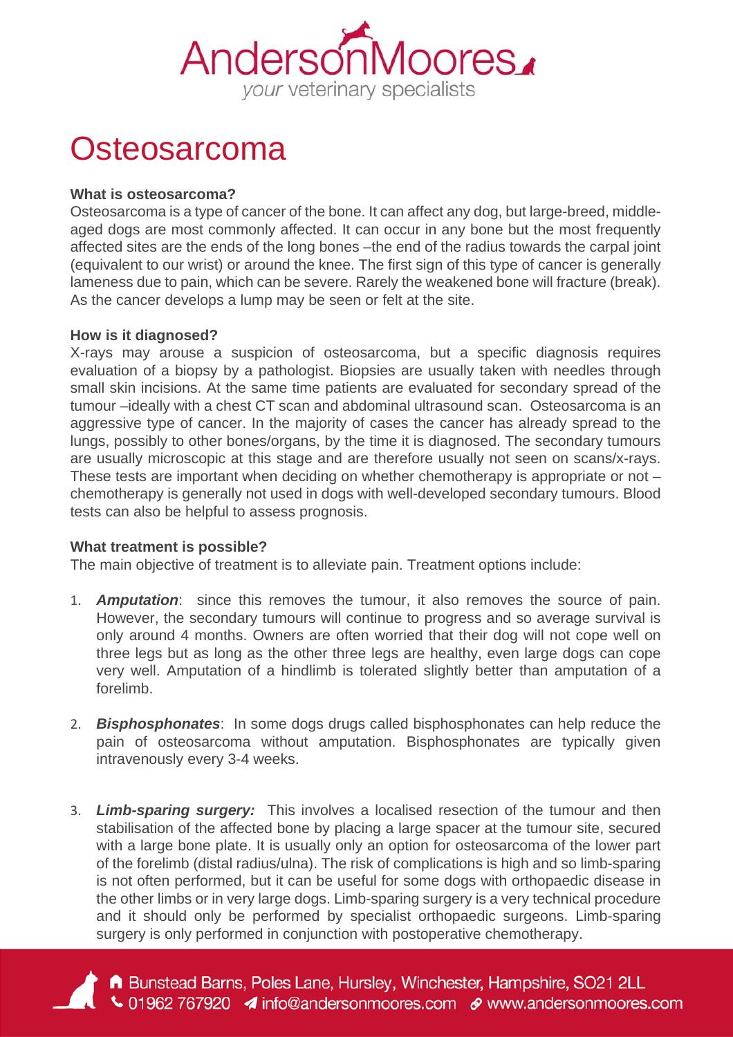# Osteosarcoma

**What is osteosarcoma?**

Osteosarcoma is a type of cancer of the bone. It can affect any dog, but large-breed, middle-aged dogs are most commonly affected. It can occur in any bone but the most frequently affected sites are the ends of the long bones –the end of the radius towards the carpal joint (equivalent to our wrist) or around the knee. The first sign of this type of cancer is generally lameness due to pain, which can be severe. Rarely the weakened bone will fracture (break). As the cancer develops a lump may be seen or felt at the site.

**How is it diagnosed?**

X-rays may arouse a suspicion of osteosarcoma, but a specific diagnosis requires evaluation of a biopsy by a pathologist. Biopsies are usually taken with needles through small skin incisions. At the same time patients are evaluated for secondary spread of the tumour –ideally with a chest CT scan and abdominal ultrasound scan. Osteosarcoma is an aggressive type of cancer. In the majority of cases the cancer has already spread to the lungs, possibly to other bones/organs, by the time it is diagnosed. The secondary tumours are usually microscopic at this stage and are therefore usually not seen on scans/x-rays. These tests are important when deciding on whether chemotherapy is appropriate or not – chemotherapy is generally not used in dogs with well-developed secondary tumours. Blood tests can also be helpful to assess prognosis.

**What treatment is possible?**

The main objective of treatment is to alleviate pain. Treatment options include:

1. ***Amputation***: since this removes the tumour, it also removes the source of pain. However, the secondary tumours will continue to progress and so average survival is only around 4 months. Owners are often worried that their dog will not cope well on three legs but as long as the other three legs are healthy, even large dogs can cope very well. Amputation of a hindlimb is tolerated slightly better than amputation of a forelimb.

2. ***Bisphosphonates***: In some dogs drugs called bisphosphonates can help reduce the pain of osteosarcoma without amputation. Bisphosphonates are typically given intravenously every 3-4 weeks.

3. ***Limb-sparing surgery:*** This involves a localised resection of the tumour and then stabilisation of the affected bone by placing a large spacer at the tumour site, secured with a large bone plate. It is usually only an option for osteosarcoma of the lower part of the forelimb (distal radius/ulna). The risk of complications is high and so limb-sparing is not often performed, but it can be useful for some dogs with orthopaedic disease in the other limbs or in very large dogs. Limb-sparing surgery is a very technical procedure and it should only be performed by specialist orthopaedic surgeons. Limb-sparing surgery is only performed in conjunction with postoperative chemotherapy.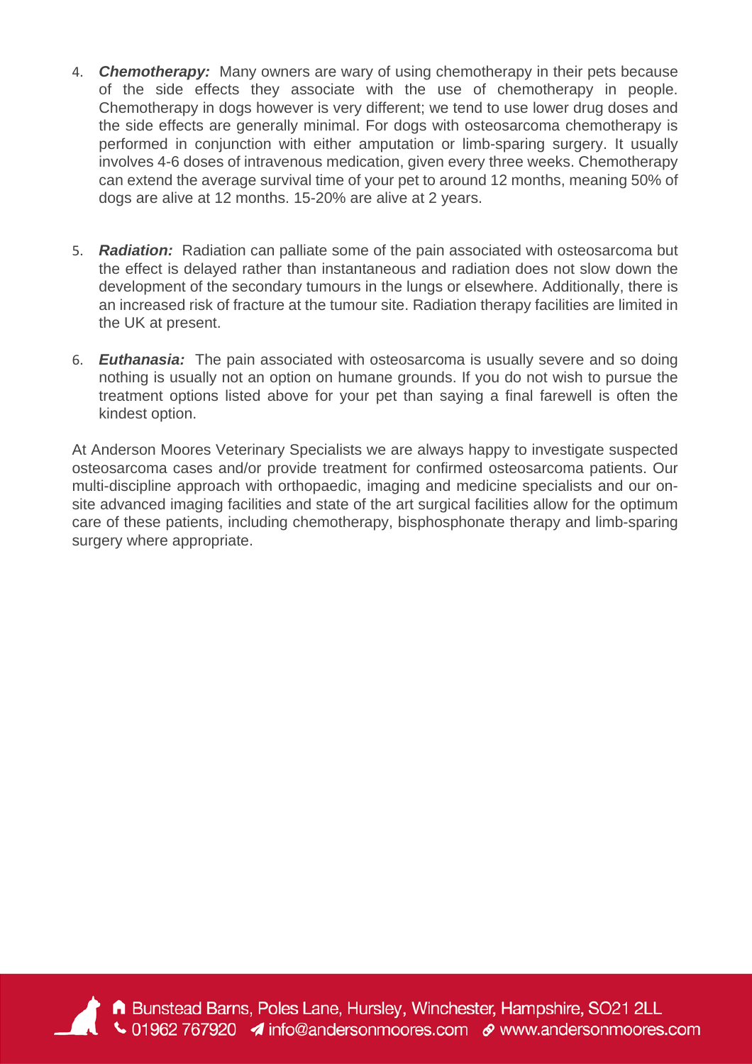4. ***Chemotherapy:*** Many owners are wary of using chemotherapy in their pets because of the side effects they associate with the use of chemotherapy in people. Chemotherapy in dogs however is very different; we tend to use lower drug doses and the side effects are generally minimal. For dogs with osteosarcoma chemotherapy is performed in conjunction with either amputation or limb-sparing surgery. It usually involves 4-6 doses of intravenous medication, given every three weeks. Chemotherapy can extend the average survival time of your pet to around 12 months, meaning 50% of dogs are alive at 12 months. 15-20% are alive at 2 years.

5. ***Radiation:*** Radiation can palliate some of the pain associated with osteosarcoma but the effect is delayed rather than instantaneous and radiation does not slow down the development of the secondary tumours in the lungs or elsewhere. Additionally, there is an increased risk of fracture at the tumour site. Radiation therapy facilities are limited in the UK at present.

6. ***Euthanasia:*** The pain associated with osteosarcoma is usually severe and so doing nothing is usually not an option on humane grounds. If you do not wish to pursue the treatment options listed above for your pet than saying a final farewell is often the kindest option.

At Anderson Moores Veterinary Specialists we are always happy to investigate suspected osteosarcoma cases and/or provide treatment for confirmed osteosarcoma patients. Our multi-discipline approach with orthopaedic, imaging and medicine specialists and our on-site advanced imaging facilities and state of the art surgical facilities allow for the optimum care of these patients, including chemotherapy, bisphosphonate therapy and limb-sparing surgery where appropriate.